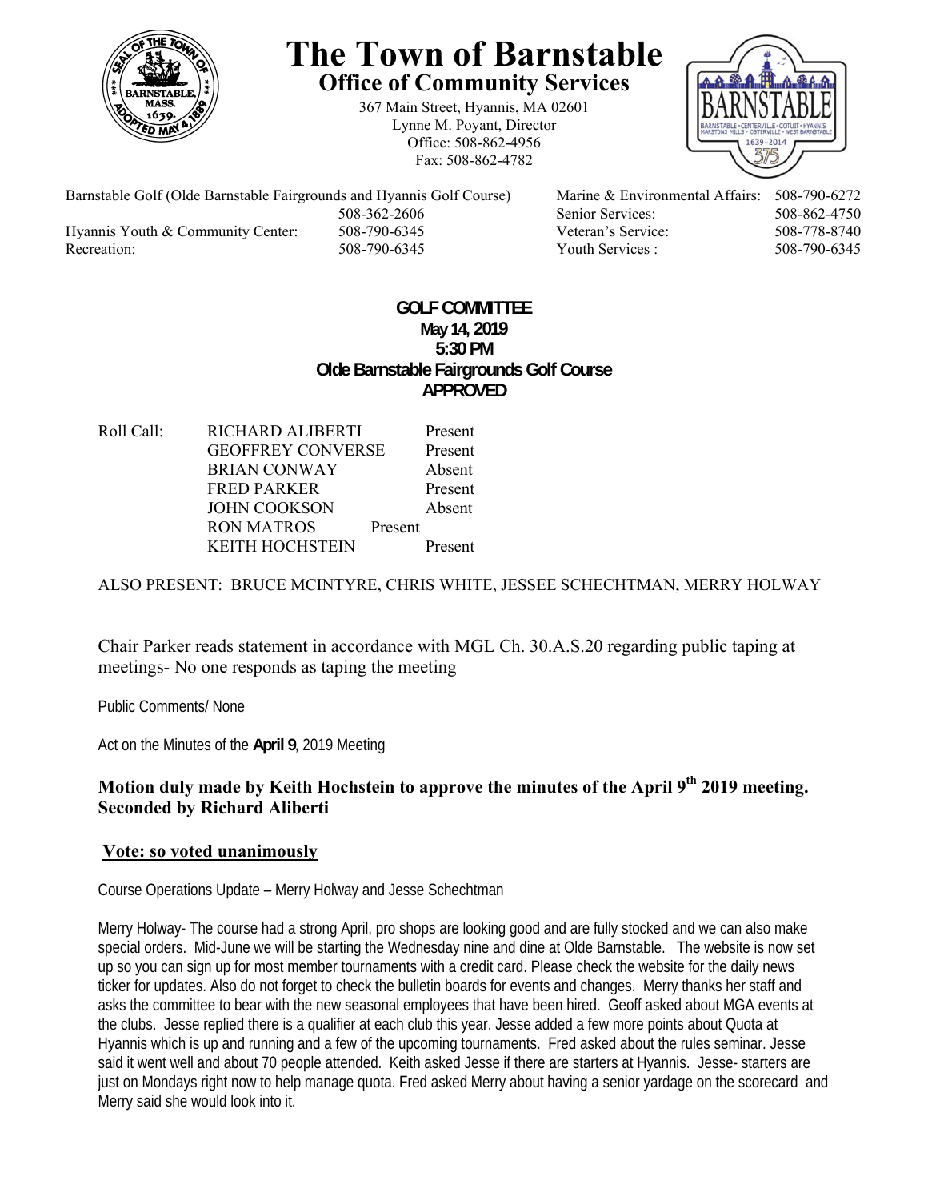# The Town of Barnstable

## Office of Community Services

367 Main Street, Hyannis, MA 02601
Lynne M. Poyant, Director
Office: 508-862-4956
Fax: 508-862-4782

| | | | |
|---|---|---|---|
| Barnstable Golf (Olde Barnstable Fairgrounds and Hyannis Golf Course) | 508-362-2606 | Marine & Environmental Affairs: | 508-790-6272 |
| | | Senior Services: | 508-862-4750 |
| Hyannis Youth & Community Center: | 508-790-6345 | Veteran's Service: | 508-778-8740 |
| Recreation: | 508-790-6345 | Youth Services : | 508-790-6345 |

**GOLF COMMITTEE**
**May 14, 2019**
**5:30 PM**
**Olde Barnstable Fairgrounds Golf Course**
**APPROVED**

| Roll Call: | | |
|---|---|---|
| | RICHARD ALIBERTI | Present |
| | GEOFFREY CONVERSE | Present |
| | BRIAN CONWAY | Absent |
| | FRED PARKER | Present |
| | JOHN COOKSON | Absent |
| | RON MATROS | Present |
| | KEITH HOCHSTEIN | Present |

ALSO PRESENT: BRUCE MCINTYRE, CHRIS WHITE, JESSEE SCHECHTMAN, MERRY HOLWAY

Chair Parker reads statement in accordance with MGL Ch. 30.A.S.20 regarding public taping at meetings- No one responds as taping the meeting

Public Comments/ None

Act on the Minutes of the **April 9**, 2019 Meeting

**Motion duly made by Keith Hochstein to approve the minutes of the April 9th 2019 meeting. Seconded by Richard Aliberti**

**Vote: so voted unanimously**

Course Operations Update – Merry Holway and Jesse Schechtman

Merry Holway- The course had a strong April, pro shops are looking good and are fully stocked and we can also make special orders. Mid-June we will be starting the Wednesday nine and dine at Olde Barnstable. The website is now set up so you can sign up for most member tournaments with a credit card. Please check the website for the daily news ticker for updates. Also do not forget to check the bulletin boards for events and changes. Merry thanks her staff and asks the committee to bear with the new seasonal employees that have been hired. Geoff asked about MGA events at the clubs. Jesse replied there is a qualifier at each club this year. Jesse added a few more points about Quota at Hyannis which is up and running and a few of the upcoming tournaments. Fred asked about the rules seminar. Jesse said it went well and about 70 people attended. Keith asked Jesse if there are starters at Hyannis. Jesse- starters are just on Mondays right now to help manage quota. Fred asked Merry about having a senior yardage on the scorecard and Merry said she would look into it.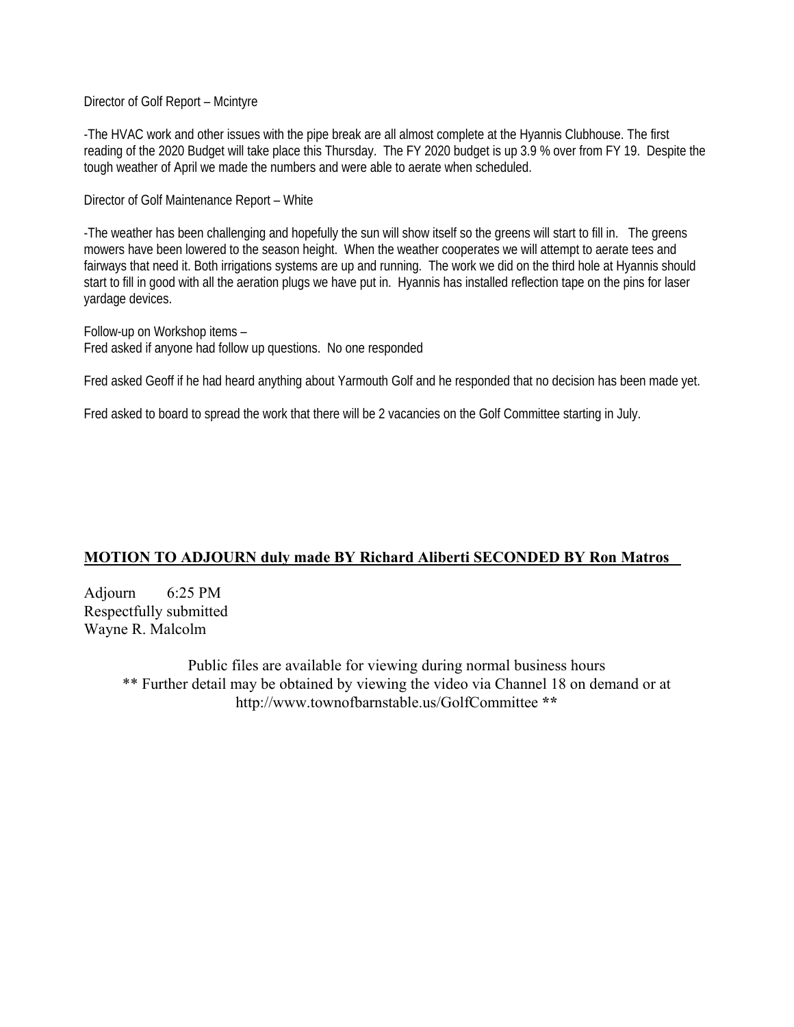Director of Golf Report – Mcintyre

-The HVAC work and other issues with the pipe break are all almost complete at the Hyannis Clubhouse. The first reading of the 2020 Budget will take place this Thursday. The FY 2020 budget is up 3.9 % over from FY 19. Despite the tough weather of April we made the numbers and were able to aerate when scheduled.

Director of Golf Maintenance Report – White

-The weather has been challenging and hopefully the sun will show itself so the greens will start to fill in. The greens mowers have been lowered to the season height. When the weather cooperates we will attempt to aerate tees and fairways that need it. Both irrigations systems are up and running. The work we did on the third hole at Hyannis should start to fill in good with all the aeration plugs we have put in. Hyannis has installed reflection tape on the pins for laser yardage devices.

Follow-up on Workshop items –
Fred asked if anyone had follow up questions. No one responded

Fred asked Geoff if he had heard anything about Yarmouth Golf and he responded that no decision has been made yet.

Fred asked to board to spread the work that there will be 2 vacancies on the Golf Committee starting in July.

**MOTION TO ADJOURN duly made BY Richard Aliberti SECONDED BY Ron Matros**

Adjourn 6:25 PM
Respectfully submitted
Wayne R. Malcolm

Public files are available for viewing during normal business hours
** Further detail may be obtained by viewing the video via Channel 18 on demand or at http://www.townofbarnstable.us/GolfCommittee **